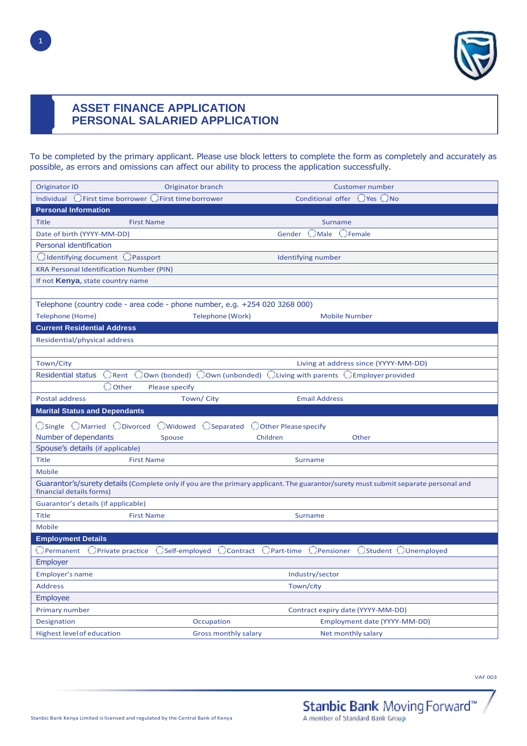# ASSET FINANCE APPLICATION
# PERSONAL SALARIED APPLICATION

To be completed by the primary applicant. Please use block letters to complete the form as completely and accurately as possible, as errors and omissions can affect our ability to process the application successfully.

| | | |
|---|---|---|
| Originator ID | Originator branch | Customer number |
| Individual ◯ First time borrower ◯ First time borrower | | Conditional offer ◯ Yes ◯ No |
| **Personal Information** | | |
| Title | First Name | Surname |
| Date of birth (YYYY-MM-DD) | | Gender ◯ Male ◯ Female |
| Personal identification | | |
| ◯ Identifying document ◯ Passport | | Identifying number |
| KRA Personal Identification Number (PIN) | | |
| If not **Kenya**, state country name | | |
| | | |
| Telephone (country code - area code - phone number, e.g. +254 020 3268 000) | | |
| Telephone (Home) | Telephone (Work) | Mobile Number |
| **Current Residential Address** | | |
| Residential/physical address | | |
| | | |
| Town/City | | Living at address since (YYYY-MM-DD) |
| Residential status ◯ Rent ◯ Own (bonded) ◯ Own (unbonded) ◯ Living with parents ◯ Employer provided | | |
| ◯ Other Please specify | | |
| Postal address | Town/ City | Email Address |
| **Marital Status and Dependants** | | |
| ◯ Single ◯ Married ◯ Divorced ◯ Widowed ◯ Separated ◯ Other Please specify | | |
| Number of dependants | Spouse | Children Other |
| Spouse's details (if applicable) | | |
| Title | First Name | Surname |
| Mobile | | |
| Guarantor's/surety details (Complete only if you are the primary applicant. The guarantor/surety must submit separate personal and financial details forms) | | |
| Guarantor's details (if applicable) | | |
| Title | First Name | Surname |
| Mobile | | |
| **Employment Details** | | |
| ◯ Permanent ◯ Private practice ◯ Self-employed ◯ Contract ◯ Part-time ◯ Pensioner ◯ Student ◯ Unemployed | | |
| Employer | | |
| Employer's name | | Industry/sector |
| Address | | Town/city |
| Employee | | |
| Primary number | | Contract expiry date (YYYY-MM-DD) |
| Designation | Occupation | Employment date (YYYY-MM-DD) |
| Highest level of education | Gross monthly salary | Net monthly salary |

VAF 003

Stanbic Bank Kenya Limited is licensed and regulated by the Central Bank of Kenya

Stanbic Bank Moving Forward™
A member of Standard Bank Group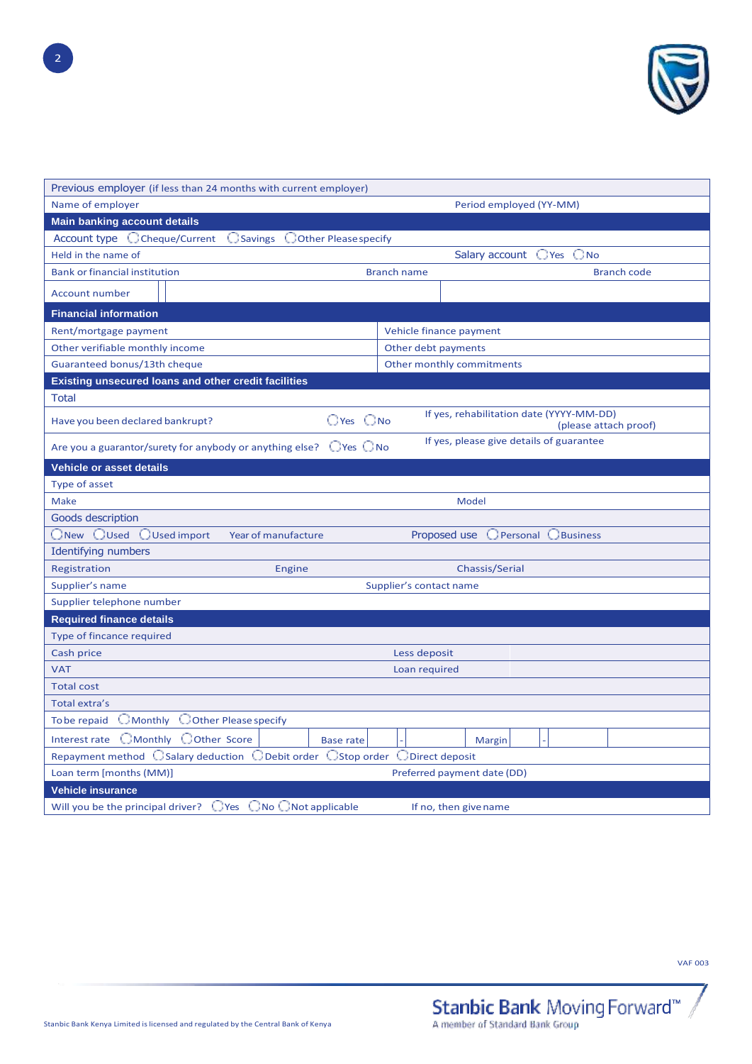**Previous employer** (if less than 24 months with current employer)

| Name of employer | Period employed (YY-MM) |
|---|---|

## Main banking account details

| Account type ◯ Cheque/Current ◯ Savings ◯ Other Please specify | | |
|---|---|---|
| Held in the name of | Salary account ◯ Yes ◯ No | |
| Bank or financial institution | Branch name | Branch code |
| Account number | | |

## Financial information

| | |
|---|---|
| Rent/mortgage payment | Vehicle finance payment |
| Other verifiable monthly income | Other debt payments |
| Guaranteed bonus/13th cheque | Other monthly commitments |

## Existing unsecured loans and other credit facilities

| | | |
|---|---|---|
| Total | | |
| Have you been declared bankrupt? | ◯ Yes ◯ No | If yes, rehabilitation date (YYYY-MM-DD) (please attach proof) |
| Are you a guarantor/surety for anybody or anything else? | ◯ Yes ◯ No | If yes, please give details of guarantee |

## Vehicle or asset details

| | | |
|---|---|---|
| Type of asset | | |
| Make | | Model |
| Goods description | | |
| ◯ New ◯ Used ◯ Used import | Year of manufacture | Proposed use ◯ Personal ◯ Business |
| Identifying numbers | | |
| Registration | Engine | Chassis/Serial |
| Supplier's name | Supplier's contact name | |
| Supplier telephone number | | |

## Required finance details

| | | | | |
|---|---|---|---|---|
| Type of fincance required | | | | |
| Cash price | | Less deposit | | |
| VAT | | Loan required | | |
| Total cost | | | | |
| Total extra's | | | | |
| To be repaid ◯ Monthly ◯ Other Please specify | | | | |
| Interest rate ◯ Monthly ◯ Other Score | Base rate | - | Margin | - |
| Repayment method ◯ Salary deduction ◯ Debit order ◯ Stop order ◯ Direct deposit | | | | |
| Loan term [months (MM)] | | Preferred payment date (DD) | | |

## Vehicle insurance

| | |
|---|---|
| Will you be the principal driver? ◯ Yes ◯ No ◯ Not applicable | If no, then give name |

VAF 003

Stanbic Bank Kenya Limited is licensed and regulated by the Central Bank of Kenya

Stanbic Bank Moving Forward™
A member of Standard Bank Group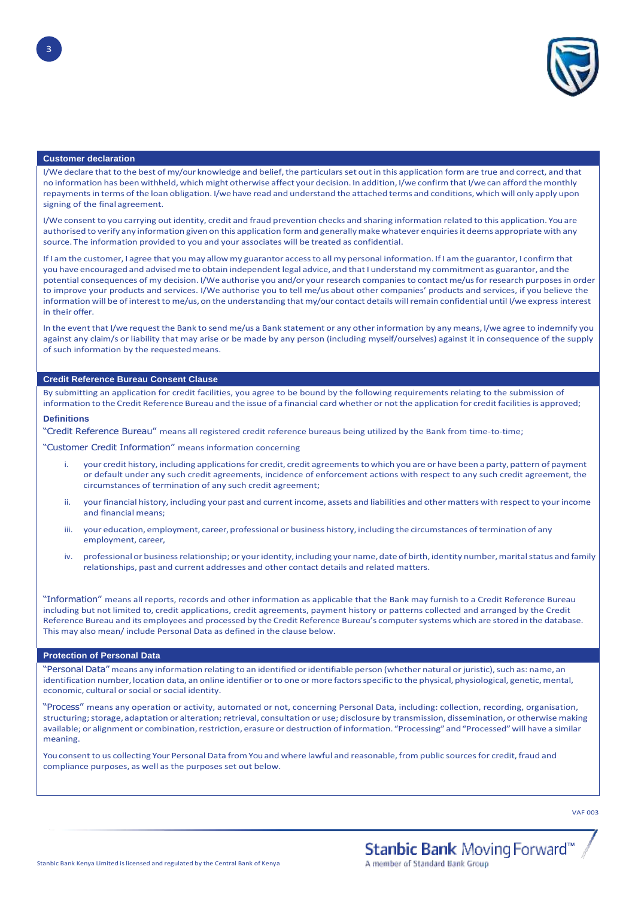## Customer declaration

I/We declare that to the best of my/our knowledge and belief, the particulars set out in this application form are true and correct, and that no information has been withheld, which might otherwise affect your decision. In addition, I/we confirm that I/we can afford the monthly repayments in terms of the loan obligation. I/we have read and understand the attached terms and conditions, which will only apply upon signing of the final agreement.

I/We consent to you carrying out identity, credit and fraud prevention checks and sharing information related to this application. You are authorised to verify any information given on this application form and generally make whatever enquiries it deems appropriate with any source. The information provided to you and your associates will be treated as confidential.

If I am the customer, I agree that you may allow my guarantor access to all my personal information. If I am the guarantor, I confirm that you have encouraged and advised me to obtain independent legal advice, and that I understand my commitment as guarantor, and the potential consequences of my decision. I/We authorise you and/or your research companies to contact me/us for research purposes in order to improve your products and services. I/We authorise you to tell me/us about other companies' products and services, if you believe the information will be of interest to me/us, on the understanding that my/our contact details will remain confidential until I/we express interest in their offer.

In the event that I/we request the Bank to send me/us a Bank statement or any other information by any means, I/we agree to indemnify you against any claim/s or liability that may arise or be made by any person (including myself/ourselves) against it in consequence of the supply of such information by the requested means.

## Credit Reference Bureau Consent Clause

By submitting an application for credit facilities, you agree to be bound by the following requirements relating to the submission of information to the Credit Reference Bureau and the issue of a financial card whether or not the application for credit facilities is approved;

### Definitions

"Credit Reference Bureau" means all registered credit reference bureaus being utilized by the Bank from time-to-time;

"Customer Credit Information" means information concerning

i. your credit history, including applications for credit, credit agreements to which you are or have been a party, pattern of payment or default under any such credit agreements, incidence of enforcement actions with respect to any such credit agreement, the circumstances of termination of any such credit agreement;

ii. your financial history, including your past and current income, assets and liabilities and other matters with respect to your income and financial means;

iii. your education, employment, career, professional or business history, including the circumstances of termination of any employment, career,

iv. professional or business relationship; or your identity, including your name, date of birth, identity number, marital status and family relationships, past and current addresses and other contact details and related matters.

"Information" means all reports, records and other information as applicable that the Bank may furnish to a Credit Reference Bureau including but not limited to, credit applications, credit agreements, payment history or patterns collected and arranged by the Credit Reference Bureau and its employees and processed by the Credit Reference Bureau's computer systems which are stored in the database. This may also mean/ include Personal Data as defined in the clause below.

## Protection of Personal Data

"Personal Data" means any information relating to an identified or identifiable person (whether natural or juristic), such as: name, an identification number, location data, an online identifier or to one or more factors specific to the physical, physiological, genetic, mental, economic, cultural or social or social identity.

"Process" means any operation or activity, automated or not, concerning Personal Data, including: collection, recording, organisation, structuring; storage, adaptation or alteration; retrieval, consultation or use; disclosure by transmission, dissemination, or otherwise making available; or alignment or combination, restriction, erasure or destruction of information. "Processing" and "Processed" will have a similar meaning.

You consent to us collecting Your Personal Data from You and where lawful and reasonable, from public sources for credit, fraud and compliance purposes, as well as the purposes set out below.

VAF 003

Stanbic Bank Kenya Limited is licensed and regulated by the Central Bank of Kenya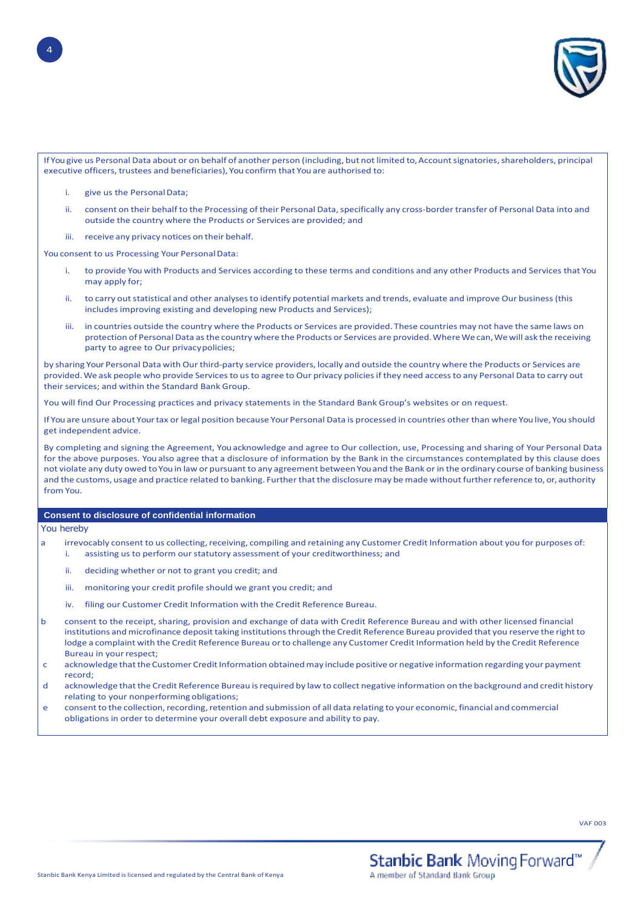If You give us Personal Data about or on behalf of another person (including, but not limited to, Account signatories, shareholders, principal executive officers, trustees and beneficiaries), You confirm that You are authorised to:

i. give us the Personal Data;

ii. consent on their behalf to the Processing of their Personal Data, specifically any cross-border transfer of Personal Data into and outside the country where the Products or Services are provided; and

iii. receive any privacy notices on their behalf.

You consent to us Processing Your Personal Data:

i. to provide You with Products and Services according to these terms and conditions and any other Products and Services that You may apply for;

ii. to carry out statistical and other analyses to identify potential markets and trends, evaluate and improve Our business (this includes improving existing and developing new Products and Services);

iii. in countries outside the country where the Products or Services are provided. These countries may not have the same laws on protection of Personal Data as the country where the Products or Services are provided. Where We can, We will ask the receiving party to agree to Our privacy policies;

by sharing Your Personal Data with Our third-party service providers, locally and outside the country where the Products or Services are provided. We ask people who provide Services to us to agree to Our privacy policies if they need access to any Personal Data to carry out their services; and within the Standard Bank Group.

You will find Our Processing practices and privacy statements in the Standard Bank Group's websites or on request.

If You are unsure about Your tax or legal position because Your Personal Data is processed in countries other than where You live, You should get independent advice.

By completing and signing the Agreement, You acknowledge and agree to Our collection, use, Processing and sharing of Your Personal Data for the above purposes. You also agree that a disclosure of information by the Bank in the circumstances contemplated by this clause does not violate any duty owed to You in law or pursuant to any agreement between You and the Bank or in the ordinary course of banking business and the customs, usage and practice related to banking. Further that the disclosure may be made without further reference to, or, authority from You.

## Consent to disclosure of confidential information

You hereby

a. irrevocably consent to us collecting, receiving, compiling and retaining any Customer Credit Information about you for purposes of:
   i. assisting us to perform our statutory assessment of your creditworthiness; and
   ii. deciding whether or not to grant you credit; and
   iii. monitoring your credit profile should we grant you credit; and
   iv. filing our Customer Credit Information with the Credit Reference Bureau.

b. consent to the receipt, sharing, provision and exchange of data with Credit Reference Bureau and with other licensed financial institutions and microfinance deposit taking institutions through the Credit Reference Bureau provided that you reserve the right to lodge a complaint with the Credit Reference Bureau or to challenge any Customer Credit Information held by the Credit Reference Bureau in your respect;

c. acknowledge that the Customer Credit Information obtained may include positive or negative information regarding your payment record;

d. acknowledge that the Credit Reference Bureau is required by law to collect negative information on the background and credit history relating to your nonperforming obligations;

e. consent to the collection, recording, retention and submission of all data relating to your economic, financial and commercial obligations in order to determine your overall debt exposure and ability to pay.

VAF 003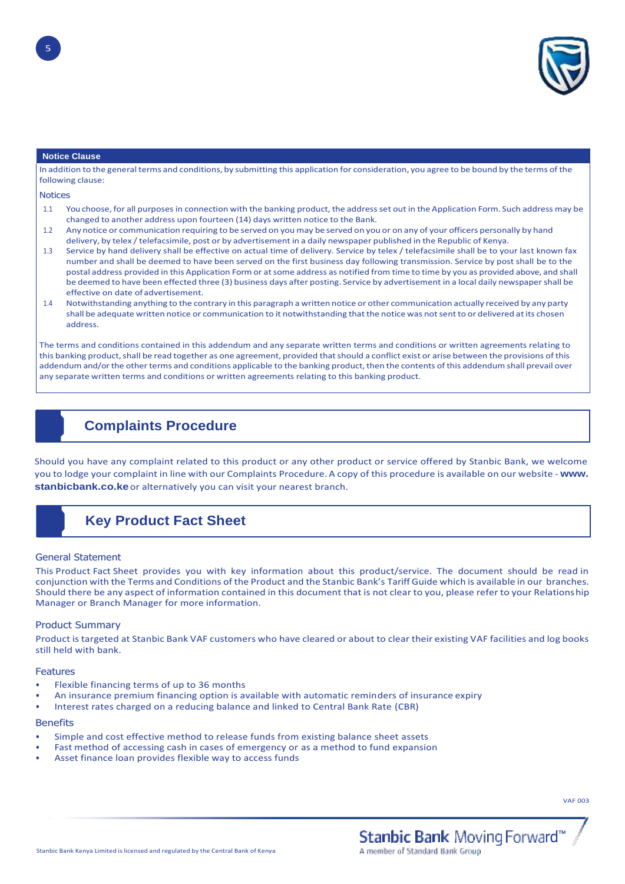## Notice Clause

In addition to the general terms and conditions, by submitting this application for consideration, you agree to be bound by the terms of the following clause:

### Notices

1.1 You choose, for all purposes in connection with the banking product, the address set out in the Application Form. Such address may be changed to another address upon fourteen (14) days written notice to the Bank.

1.2 Any notice or communication requiring to be served on you may be served on you or on any of your officers personally by hand delivery, by telex / telefacsimile, post or by advertisement in a daily newspaper published in the Republic of Kenya.

1.3 Service by hand delivery shall be effective on actual time of delivery. Service by telex / telefacsimile shall be to your last known fax number and shall be deemed to have been served on the first business day following transmission. Service by post shall be to the postal address provided in this Application Form or at some address as notified from time to time by you as provided above, and shall be deemed to have been effected three (3) business days after posting. Service by advertisement in a local daily newspaper shall be effective on date of advertisement.

1.4 Notwithstanding anything to the contrary in this paragraph a written notice or other communication actually received by any party shall be adequate written notice or communication to it notwithstanding that the notice was not sent to or delivered at its chosen address.

The terms and conditions contained in this addendum and any separate written terms and conditions or written agreements relating to this banking product, shall be read together as one agreement, provided that should a conflict exist or arise between the provisions of this addendum and/or the other terms and conditions applicable to the banking product, then the contents of this addendum shall prevail over any separate written terms and conditions or written agreements relating to this banking product.

## Complaints Procedure

Should you have any complaint related to this product or any other product or service offered by Stanbic Bank, we welcome you to lodge your complaint in line with our Complaints Procedure. A copy of this procedure is available on our website - **www.stanbicbank.co.ke** or alternatively you can visit your nearest branch.

## Key Product Fact Sheet

### General Statement

This Product Fact Sheet provides you with key information about this product/service. The document should be read in conjunction with the Terms and Conditions of the Product and the Stanbic Bank's Tariff Guide which is available in our branches. Should there be any aspect of information contained in this document that is not clear to you, please refer to your Relationship Manager or Branch Manager for more information.

### Product Summary

Product is targeted at Stanbic Bank VAF customers who have cleared or about to clear their existing VAF facilities and log books still held with bank.

### Features

- Flexible financing terms of up to 36 months
- An insurance premium financing option is available with automatic reminders of insurance expiry
- Interest rates charged on a reducing balance and linked to Central Bank Rate (CBR)

### Benefits

- Simple and cost effective method to release funds from existing balance sheet assets
- Fast method of accessing cash in cases of emergency or as a method to fund expansion
- Asset finance loan provides flexible way to access funds

VAF 003

Stanbic Bank Kenya Limited is licensed and regulated by the Central Bank of Kenya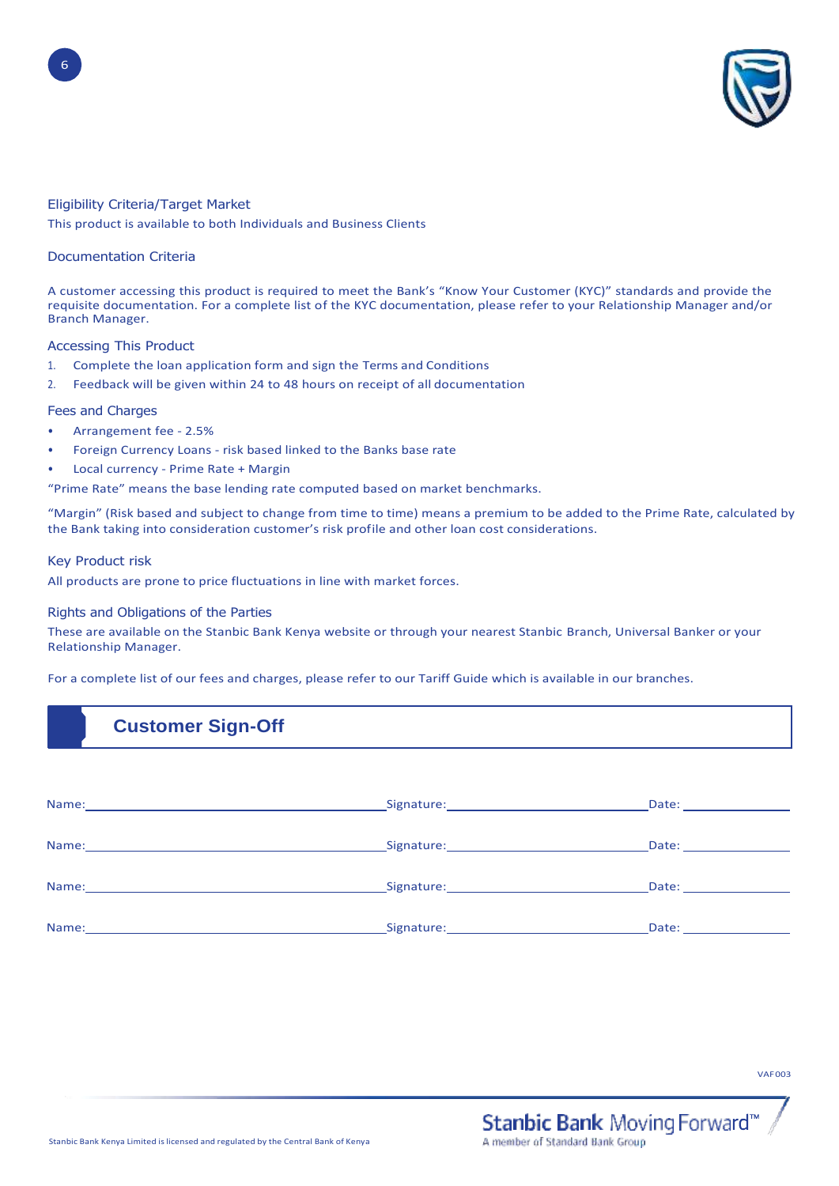## Eligibility Criteria/Target Market

This product is available to both Individuals and Business Clients

## Documentation Criteria

A customer accessing this product is required to meet the Bank's "Know Your Customer (KYC)" standards and provide the requisite documentation. For a complete list of the KYC documentation, please refer to your Relationship Manager and/or Branch Manager.

## Accessing This Product

1. Complete the loan application form and sign the Terms and Conditions
2. Feedback will be given within 24 to 48 hours on receipt of all documentation

## Fees and Charges

- Arrangement fee - 2.5%
- Foreign Currency Loans - risk based linked to the Banks base rate
- Local currency - Prime Rate + Margin

"Prime Rate" means the base lending rate computed based on market benchmarks.

"Margin" (Risk based and subject to change from time to time) means a premium to be added to the Prime Rate, calculated by the Bank taking into consideration customer's risk profile and other loan cost considerations.

## Key Product risk

All products are prone to price fluctuations in line with market forces.

## Rights and Obligations of the Parties

These are available on the Stanbic Bank Kenya website or through your nearest Stanbic Branch, Universal Banker or your Relationship Manager.

For a complete list of our fees and charges, please refer to our Tariff Guide which is available in our branches.

## Customer Sign-Off

Name:________________________ Signature:____________________ Date:____________

Name:________________________ Signature:____________________ Date:____________

Name:________________________ Signature:____________________ Date:____________

Name:________________________ Signature:____________________ Date:____________

VAF003

Stanbic Bank Kenya Limited is licensed and regulated by the Central Bank of Kenya

Stanbic Bank Moving Forward™
A member of Standard Bank Group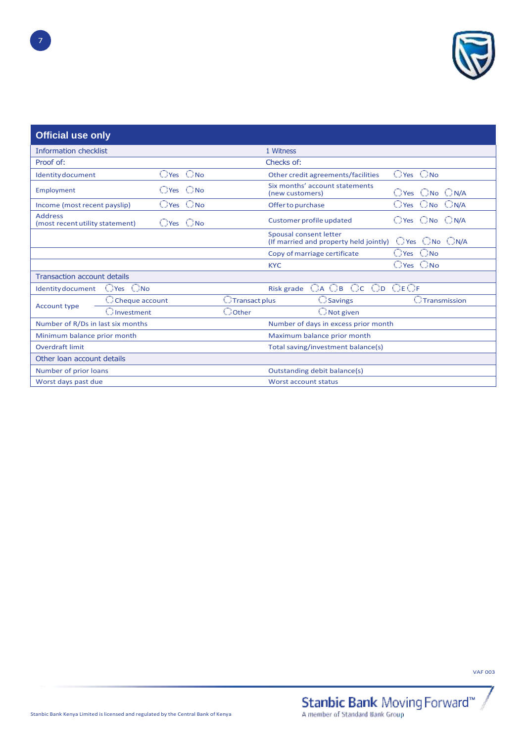## Official use only

| | | | |
|---|---|---|---|
| Information checklist | | 1 Witness | |
| Proof of: | | Checks of: | |
| Identity document | ◯Yes ◯No | Other credit agreements/facilities | ◯Yes ◯No |
| Employment | ◯Yes ◯No | Six months' account statements (new customers) | ◯Yes ◯No ◯N/A |
| Income (most recent payslip) | ◯Yes ◯No | Offer to purchase | ◯Yes ◯No ◯N/A |
| Address (most recent utility statement) | ◯Yes ◯No | Customer profile updated | ◯Yes ◯No ◯N/A |
| | | Spousal consent letter (If married and property held jointly) | ◯Yes ◯No ◯N/A |
| | | Copy of marriage certificate | ◯Yes ◯No |
| | | KYC | ◯Yes ◯No |

| | | | | |
|---|---|---|---|---|
| Transaction account details | | | | |
| Identity document | ◯Yes ◯No | | Risk grade ◯A ◯B ◯C ◯D ◯E ◯F | |
| Account type | ◯Cheque account | ◯Transact plus | ◯Savings | ◯Transmission |
| | ◯Investment | ◯Other | ◯Not given | |
| Number of R/Ds in last six months | | | Number of days in excess prior month | |
| Minimum balance prior month | | | Maximum balance prior month | |
| Overdraft limit | | | Total saving/investment balance(s) | |
| Other loan account details | | | | |
| Number of prior loans | | | Outstanding debit balance(s) | |
| Worst days past due | | | Worst account status | |

VAF 003

Stanbic Bank Kenya Limited is licensed and regulated by the Central Bank of Kenya

Stanbic Bank Moving Forward™
A member of Standard Bank Group